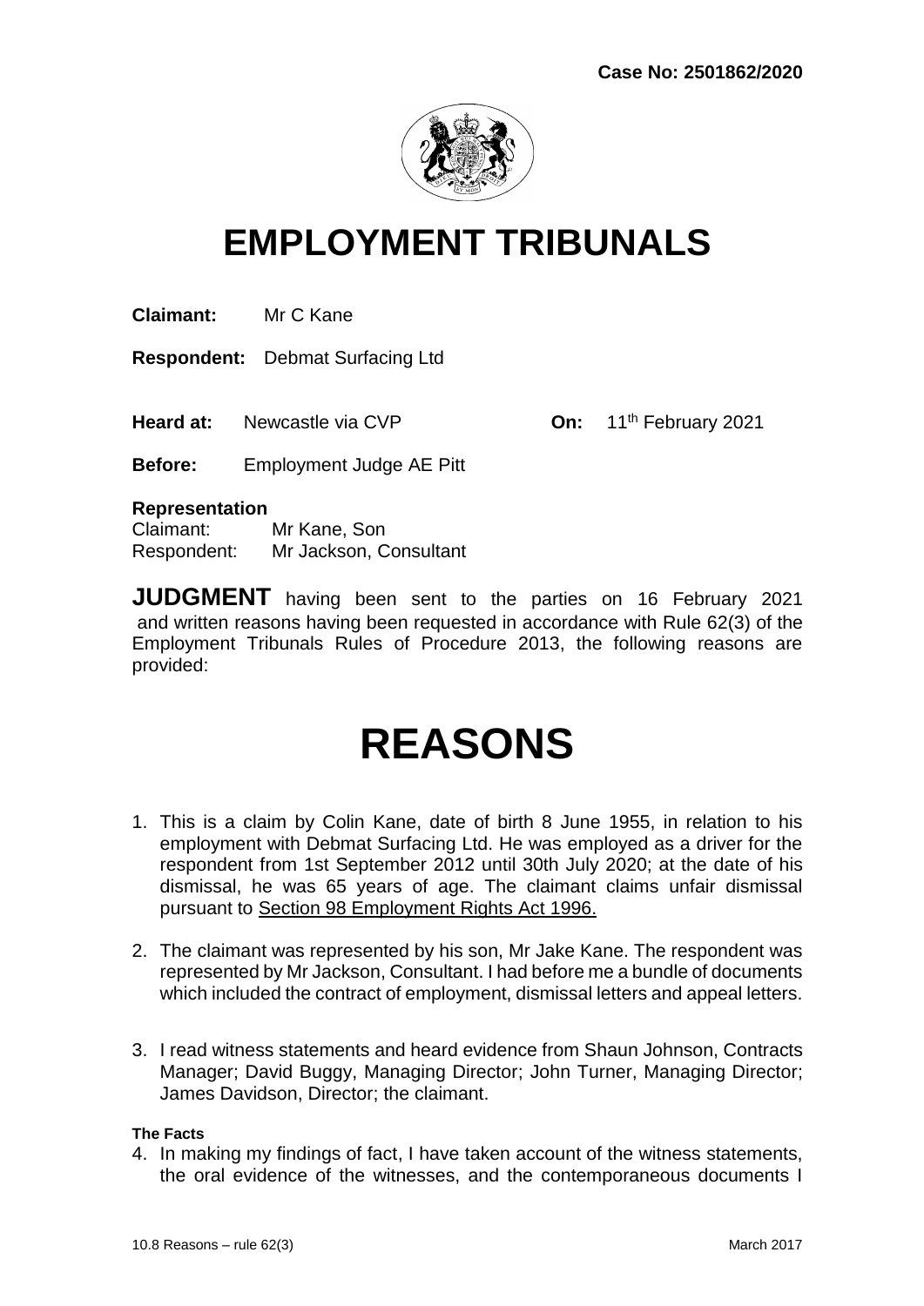**Case No: 2501862/2020**

# EMPLOYMENT TRIBUNALS

**Claimant:** Mr C Kane

**Respondent:** Debmat Surfacing Ltd

**Heard at:** Newcastle via CVP **On:** 11th February 2021

**Before:** Employment Judge AE Pitt

**Representation**
Claimant: Mr Kane, Son
Respondent: Mr Jackson, Consultant

**JUDGMENT** having been sent to the parties on 16 February 2021 and written reasons having been requested in accordance with Rule 62(3) of the Employment Tribunals Rules of Procedure 2013, the following reasons are provided:

# REASONS

1. This is a claim by Colin Kane, date of birth 8 June 1955, in relation to his employment with Debmat Surfacing Ltd. He was employed as a driver for the respondent from 1st September 2012 until 30th July 2020; at the date of his dismissal, he was 65 years of age. The claimant claims unfair dismissal pursuant to Section 98 Employment Rights Act 1996.

2. The claimant was represented by his son, Mr Jake Kane. The respondent was represented by Mr Jackson, Consultant. I had before me a bundle of documents which included the contract of employment, dismissal letters and appeal letters.

3. I read witness statements and heard evidence from Shaun Johnson, Contracts Manager; David Buggy, Managing Director; John Turner, Managing Director; James Davidson, Director; the claimant.

**The Facts**

4. In making my findings of fact, I have taken account of the witness statements, the oral evidence of the witnesses, and the contemporaneous documents I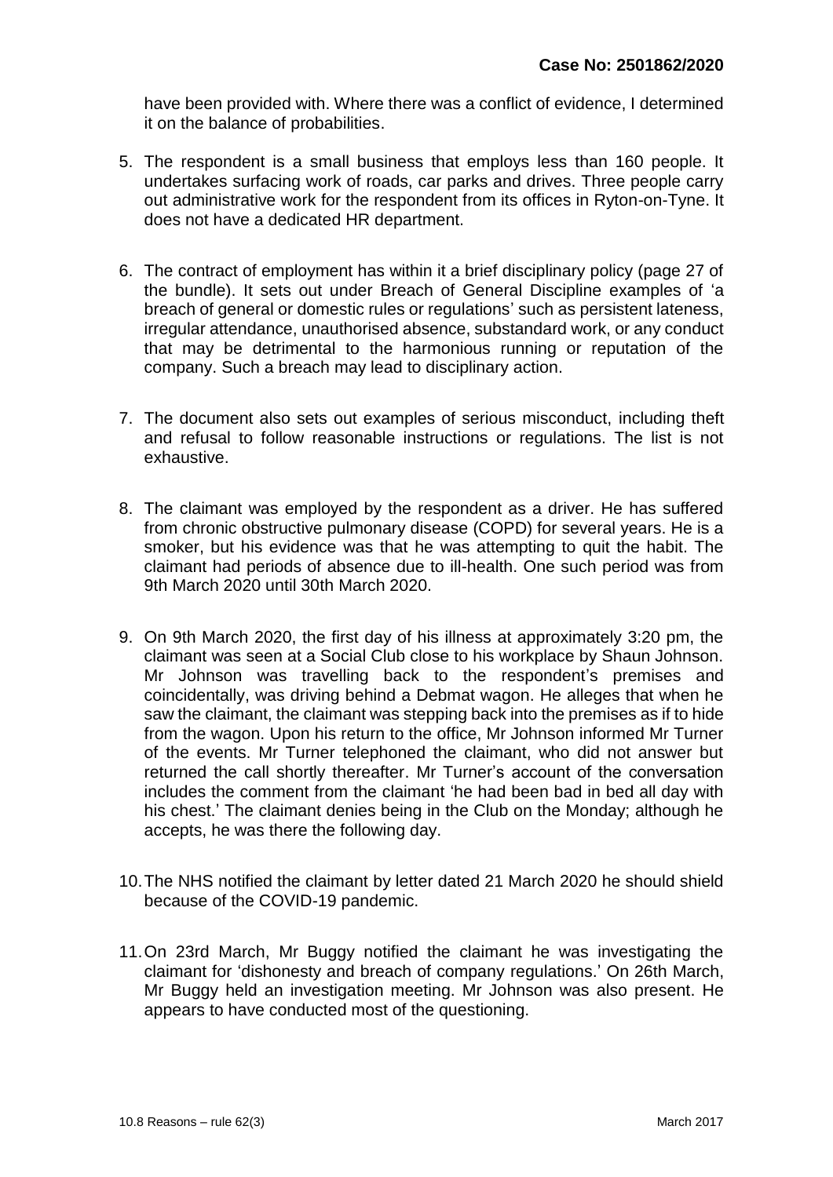have been provided with. Where there was a conflict of evidence, I determined it on the balance of probabilities.

5. The respondent is a small business that employs less than 160 people. It undertakes surfacing work of roads, car parks and drives. Three people carry out administrative work for the respondent from its offices in Ryton-on-Tyne. It does not have a dedicated HR department.

6. The contract of employment has within it a brief disciplinary policy (page 27 of the bundle). It sets out under Breach of General Discipline examples of 'a breach of general or domestic rules or regulations' such as persistent lateness, irregular attendance, unauthorised absence, substandard work, or any conduct that may be detrimental to the harmonious running or reputation of the company. Such a breach may lead to disciplinary action.

7. The document also sets out examples of serious misconduct, including theft and refusal to follow reasonable instructions or regulations. The list is not exhaustive.

8. The claimant was employed by the respondent as a driver. He has suffered from chronic obstructive pulmonary disease (COPD) for several years. He is a smoker, but his evidence was that he was attempting to quit the habit. The claimant had periods of absence due to ill-health. One such period was from 9th March 2020 until 30th March 2020.

9. On 9th March 2020, the first day of his illness at approximately 3:20 pm, the claimant was seen at a Social Club close to his workplace by Shaun Johnson. Mr Johnson was travelling back to the respondent's premises and coincidentally, was driving behind a Debmat wagon. He alleges that when he saw the claimant, the claimant was stepping back into the premises as if to hide from the wagon. Upon his return to the office, Mr Johnson informed Mr Turner of the events. Mr Turner telephoned the claimant, who did not answer but returned the call shortly thereafter. Mr Turner's account of the conversation includes the comment from the claimant 'he had been bad in bed all day with his chest.' The claimant denies being in the Club on the Monday; although he accepts, he was there the following day.

10. The NHS notified the claimant by letter dated 21 March 2020 he should shield because of the COVID-19 pandemic.

11. On 23rd March, Mr Buggy notified the claimant he was investigating the claimant for 'dishonesty and breach of company regulations.' On 26th March, Mr Buggy held an investigation meeting. Mr Johnson was also present. He appears to have conducted most of the questioning.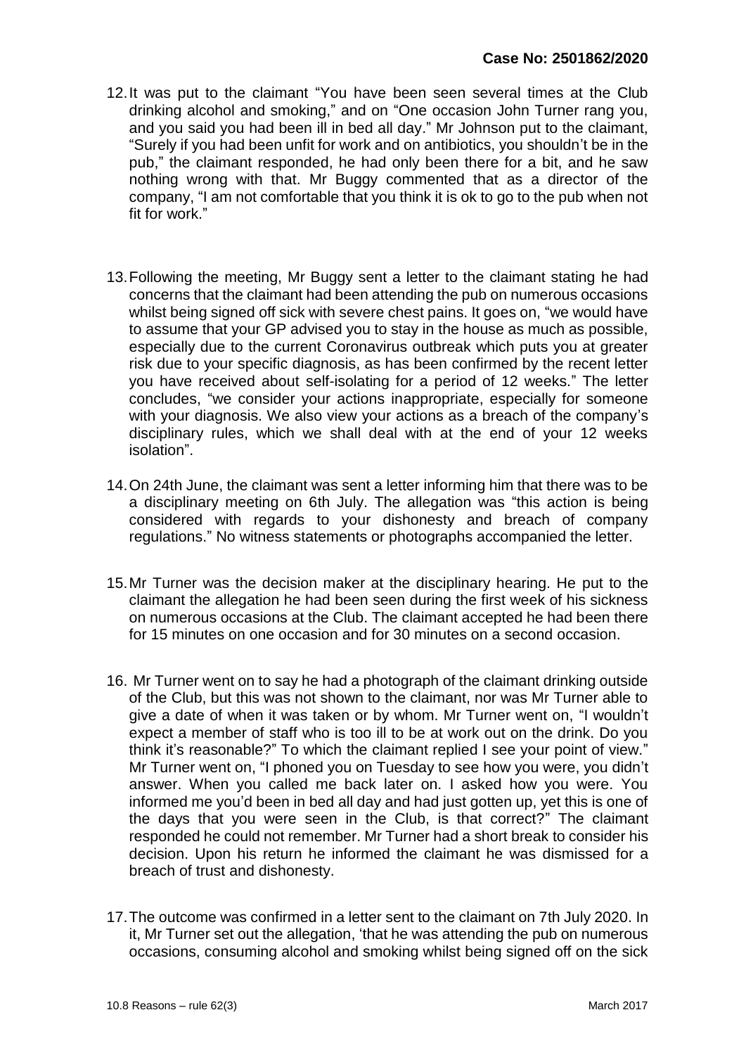12. It was put to the claimant "You have been seen several times at the Club drinking alcohol and smoking," and on "One occasion John Turner rang you, and you said you had been ill in bed all day." Mr Johnson put to the claimant, "Surely if you had been unfit for work and on antibiotics, you shouldn't be in the pub," the claimant responded, he had only been there for a bit, and he saw nothing wrong with that. Mr Buggy commented that as a director of the company, "I am not comfortable that you think it is ok to go to the pub when not fit for work."

13. Following the meeting, Mr Buggy sent a letter to the claimant stating he had concerns that the claimant had been attending the pub on numerous occasions whilst being signed off sick with severe chest pains. It goes on, "we would have to assume that your GP advised you to stay in the house as much as possible, especially due to the current Coronavirus outbreak which puts you at greater risk due to your specific diagnosis, as has been confirmed by the recent letter you have received about self-isolating for a period of 12 weeks." The letter concludes, "we consider your actions inappropriate, especially for someone with your diagnosis. We also view your actions as a breach of the company's disciplinary rules, which we shall deal with at the end of your 12 weeks isolation".

14. On 24th June, the claimant was sent a letter informing him that there was to be a disciplinary meeting on 6th July. The allegation was "this action is being considered with regards to your dishonesty and breach of company regulations." No witness statements or photographs accompanied the letter.

15. Mr Turner was the decision maker at the disciplinary hearing. He put to the claimant the allegation he had been seen during the first week of his sickness on numerous occasions at the Club. The claimant accepted he had been there for 15 minutes on one occasion and for 30 minutes on a second occasion.

16. Mr Turner went on to say he had a photograph of the claimant drinking outside of the Club, but this was not shown to the claimant, nor was Mr Turner able to give a date of when it was taken or by whom. Mr Turner went on, "I wouldn't expect a member of staff who is too ill to be at work out on the drink. Do you think it's reasonable?" To which the claimant replied I see your point of view." Mr Turner went on, "I phoned you on Tuesday to see how you were, you didn't answer. When you called me back later on. I asked how you were. You informed me you'd been in bed all day and had just gotten up, yet this is one of the days that you were seen in the Club, is that correct?" The claimant responded he could not remember. Mr Turner had a short break to consider his decision. Upon his return he informed the claimant he was dismissed for a breach of trust and dishonesty.

17. The outcome was confirmed in a letter sent to the claimant on 7th July 2020. In it, Mr Turner set out the allegation, 'that he was attending the pub on numerous occasions, consuming alcohol and smoking whilst being signed off on the sick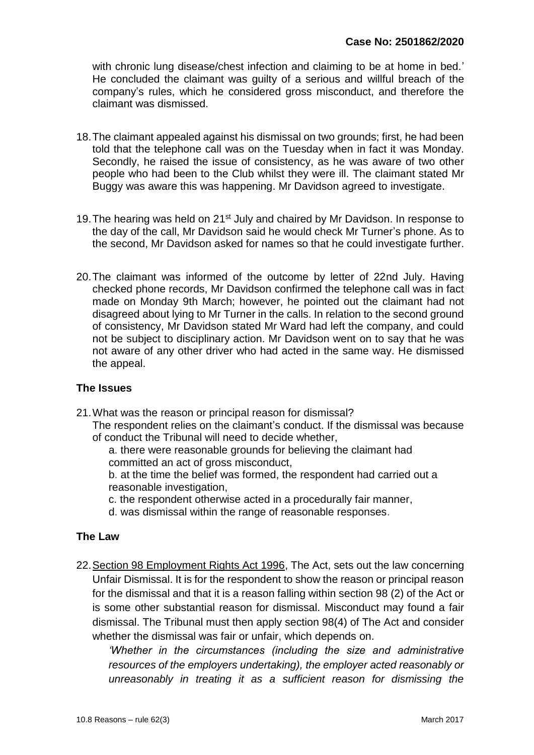with chronic lung disease/chest infection and claiming to be at home in bed.' He concluded the claimant was guilty of a serious and willful breach of the company's rules, which he considered gross misconduct, and therefore the claimant was dismissed.

18. The claimant appealed against his dismissal on two grounds; first, he had been told that the telephone call was on the Tuesday when in fact it was Monday. Secondly, he raised the issue of consistency, as he was aware of two other people who had been to the Club whilst they were ill. The claimant stated Mr Buggy was aware this was happening. Mr Davidson agreed to investigate.

19. The hearing was held on 21st July and chaired by Mr Davidson. In response to the day of the call, Mr Davidson said he would check Mr Turner's phone. As to the second, Mr Davidson asked for names so that he could investigate further.

20. The claimant was informed of the outcome by letter of 22nd July. Having checked phone records, Mr Davidson confirmed the telephone call was in fact made on Monday 9th March; however, he pointed out the claimant had not disagreed about lying to Mr Turner in the calls. In relation to the second ground of consistency, Mr Davidson stated Mr Ward had left the company, and could not be subject to disciplinary action. Mr Davidson went on to say that he was not aware of any other driver who had acted in the same way. He dismissed the appeal.

## The Issues

21. What was the reason or principal reason for dismissal?
    The respondent relies on the claimant's conduct. If the dismissal was because of conduct the Tribunal will need to decide whether,
    a. there were reasonable grounds for believing the claimant had committed an act of gross misconduct,
    b. at the time the belief was formed, the respondent had carried out a reasonable investigation,
    c. the respondent otherwise acted in a procedurally fair manner,
    d. was dismissal within the range of reasonable responses.

## The Law

22. Section 98 Employment Rights Act 1996, The Act, sets out the law concerning Unfair Dismissal. It is for the respondent to show the reason or principal reason for the dismissal and that it is a reason falling within section 98 (2) of the Act or is some other substantial reason for dismissal. Misconduct may found a fair dismissal. The Tribunal must then apply section 98(4) of The Act and consider whether the dismissal was fair or unfair, which depends on.
    *'Whether in the circumstances (including the size and administrative resources of the employers undertaking), the employer acted reasonably or unreasonably in treating it as a sufficient reason for dismissing the*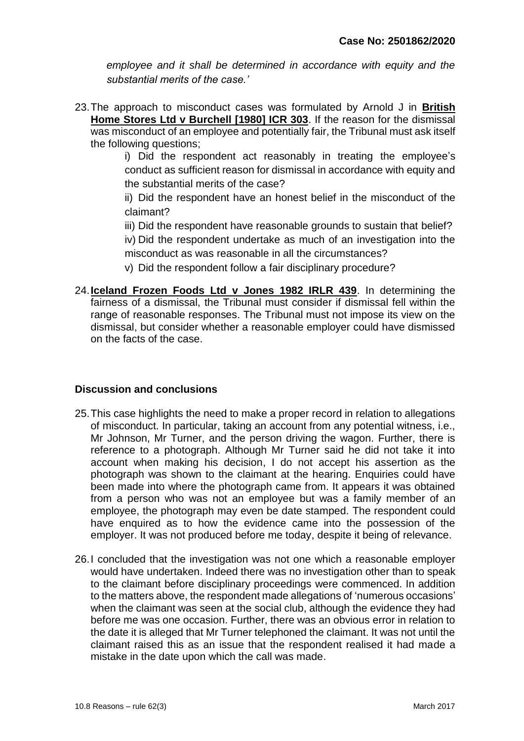*employee and it shall be determined in accordance with equity and the substantial merits of the case.'*

23. The approach to misconduct cases was formulated by Arnold J in **British Home Stores Ltd v Burchell [1980] ICR 303**. If the reason for the dismissal was misconduct of an employee and potentially fair, the Tribunal must ask itself the following questions;

    i) Did the respondent act reasonably in treating the employee's conduct as sufficient reason for dismissal in accordance with equity and the substantial merits of the case?

    ii) Did the respondent have an honest belief in the misconduct of the claimant?

    iii) Did the respondent have reasonable grounds to sustain that belief?

    iv) Did the respondent undertake as much of an investigation into the misconduct as was reasonable in all the circumstances?

    v) Did the respondent follow a fair disciplinary procedure?

24. **Iceland Frozen Foods Ltd v Jones 1982 IRLR 439**. In determining the fairness of a dismissal, the Tribunal must consider if dismissal fell within the range of reasonable responses. The Tribunal must not impose its view on the dismissal, but consider whether a reasonable employer could have dismissed on the facts of the case.

## Discussion and conclusions

25. This case highlights the need to make a proper record in relation to allegations of misconduct. In particular, taking an account from any potential witness, i.e., Mr Johnson, Mr Turner, and the person driving the wagon. Further, there is reference to a photograph. Although Mr Turner said he did not take it into account when making his decision, I do not accept his assertion as the photograph was shown to the claimant at the hearing. Enquiries could have been made into where the photograph came from. It appears it was obtained from a person who was not an employee but was a family member of an employee, the photograph may even be date stamped. The respondent could have enquired as to how the evidence came into the possession of the employer. It was not produced before me today, despite it being of relevance.

26. I concluded that the investigation was not one which a reasonable employer would have undertaken. Indeed there was no investigation other than to speak to the claimant before disciplinary proceedings were commenced. In addition to the matters above, the respondent made allegations of 'numerous occasions' when the claimant was seen at the social club, although the evidence they had before me was one occasion. Further, there was an obvious error in relation to the date it is alleged that Mr Turner telephoned the claimant. It was not until the claimant raised this as an issue that the respondent realised it had made a mistake in the date upon which the call was made.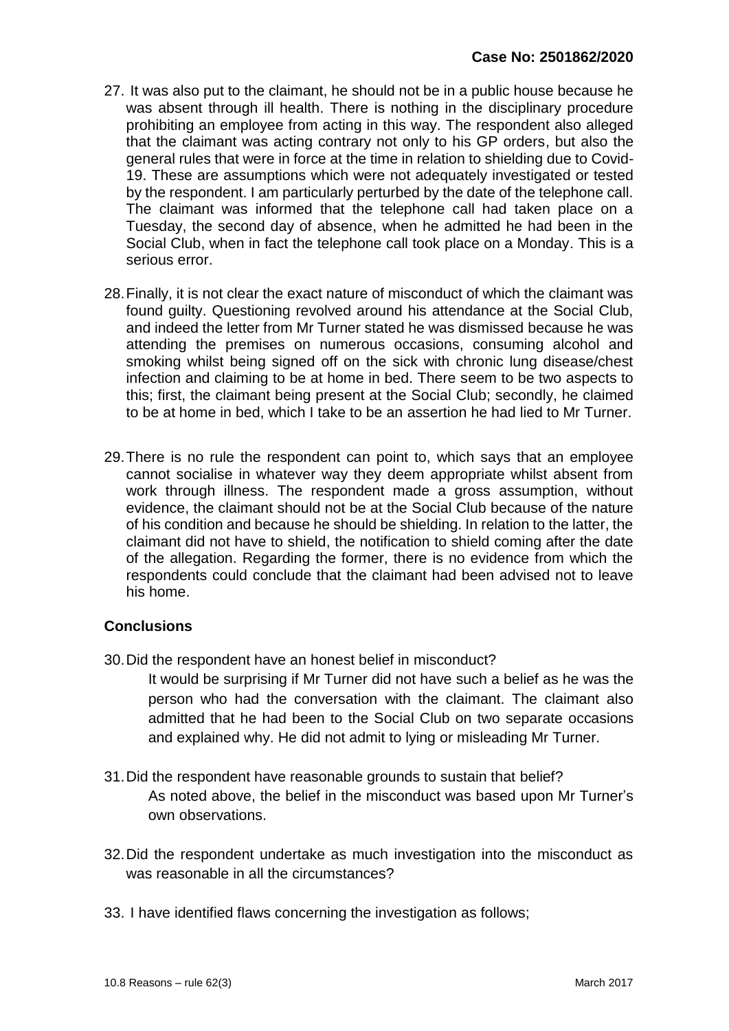27. It was also put to the claimant, he should not be in a public house because he was absent through ill health. There is nothing in the disciplinary procedure prohibiting an employee from acting in this way. The respondent also alleged that the claimant was acting contrary not only to his GP orders, but also the general rules that were in force at the time in relation to shielding due to Covid-19. These are assumptions which were not adequately investigated or tested by the respondent. I am particularly perturbed by the date of the telephone call. The claimant was informed that the telephone call had taken place on a Tuesday, the second day of absence, when he admitted he had been in the Social Club, when in fact the telephone call took place on a Monday. This is a serious error.

28. Finally, it is not clear the exact nature of misconduct of which the claimant was found guilty. Questioning revolved around his attendance at the Social Club, and indeed the letter from Mr Turner stated he was dismissed because he was attending the premises on numerous occasions, consuming alcohol and smoking whilst being signed off on the sick with chronic lung disease/chest infection and claiming to be at home in bed. There seem to be two aspects to this; first, the claimant being present at the Social Club; secondly, he claimed to be at home in bed, which I take to be an assertion he had lied to Mr Turner.

29. There is no rule the respondent can point to, which says that an employee cannot socialise in whatever way they deem appropriate whilst absent from work through illness. The respondent made a gross assumption, without evidence, the claimant should not be at the Social Club because of the nature of his condition and because he should be shielding. In relation to the latter, the claimant did not have to shield, the notification to shield coming after the date of the allegation. Regarding the former, there is no evidence from which the respondents could conclude that the claimant had been advised not to leave his home.

## Conclusions

30. Did the respondent have an honest belief in misconduct?

    It would be surprising if Mr Turner did not have such a belief as he was the person who had the conversation with the claimant. The claimant also admitted that he had been to the Social Club on two separate occasions and explained why. He did not admit to lying or misleading Mr Turner.

31. Did the respondent have reasonable grounds to sustain that belief?

    As noted above, the belief in the misconduct was based upon Mr Turner's own observations.

32. Did the respondent undertake as much investigation into the misconduct as was reasonable in all the circumstances?

33. I have identified flaws concerning the investigation as follows;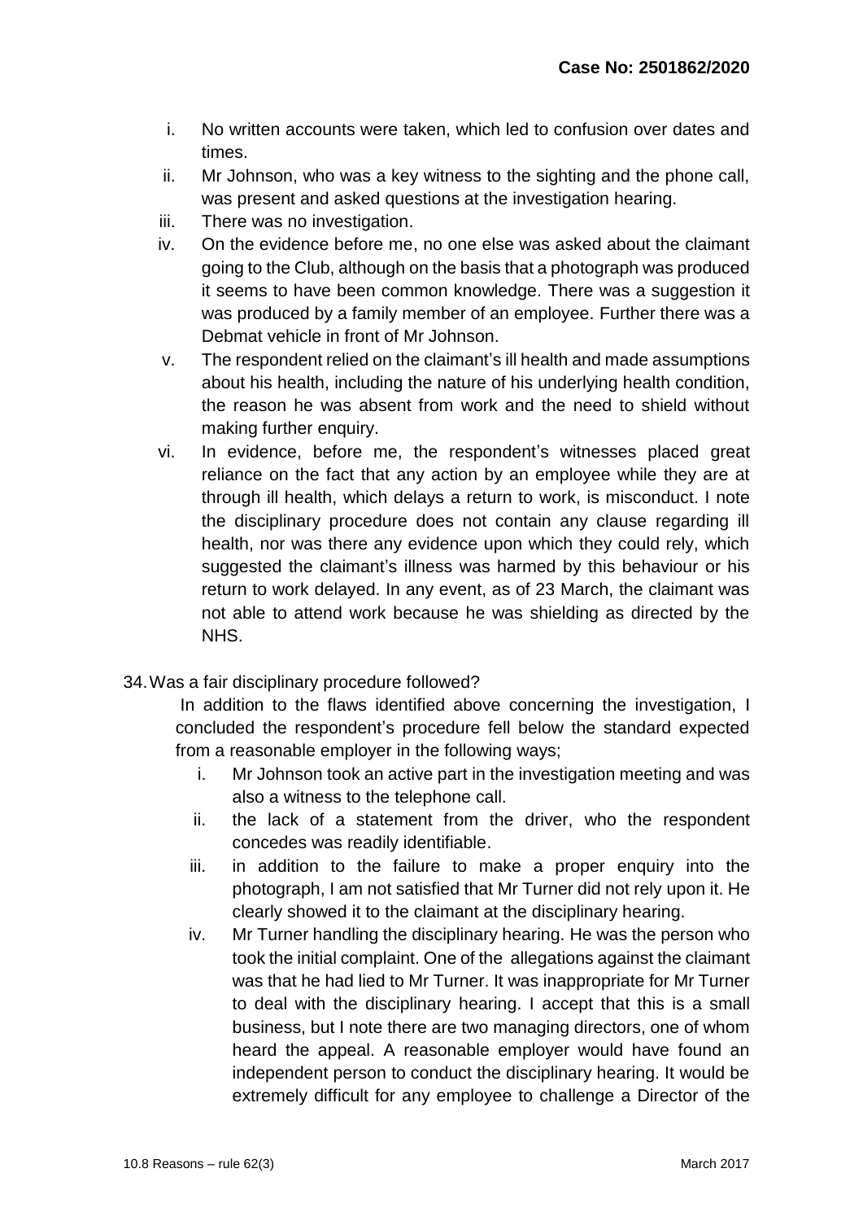i. No written accounts were taken, which led to confusion over dates and times.
ii. Mr Johnson, who was a key witness to the sighting and the phone call, was present and asked questions at the investigation hearing.
iii. There was no investigation.
iv. On the evidence before me, no one else was asked about the claimant going to the Club, although on the basis that a photograph was produced it seems to have been common knowledge. There was a suggestion it was produced by a family member of an employee. Further there was a Debmat vehicle in front of Mr Johnson.
v. The respondent relied on the claimant's ill health and made assumptions about his health, including the nature of his underlying health condition, the reason he was absent from work and the need to shield without making further enquiry.
vi. In evidence, before me, the respondent's witnesses placed great reliance on the fact that any action by an employee while they are at through ill health, which delays a return to work, is misconduct. I note the disciplinary procedure does not contain any clause regarding ill health, nor was there any evidence upon which they could rely, which suggested the claimant's illness was harmed by this behaviour or his return to work delayed. In any event, as of 23 March, the claimant was not able to attend work because he was shielding as directed by the NHS.

34. Was a fair disciplinary procedure followed?

In addition to the flaws identified above concerning the investigation, I concluded the respondent's procedure fell below the standard expected from a reasonable employer in the following ways;

i. Mr Johnson took an active part in the investigation meeting and was also a witness to the telephone call.
ii. the lack of a statement from the driver, who the respondent concedes was readily identifiable.
iii. in addition to the failure to make a proper enquiry into the photograph, I am not satisfied that Mr Turner did not rely upon it. He clearly showed it to the claimant at the disciplinary hearing.
iv. Mr Turner handling the disciplinary hearing. He was the person who took the initial complaint. One of the allegations against the claimant was that he had lied to Mr Turner. It was inappropriate for Mr Turner to deal with the disciplinary hearing. I accept that this is a small business, but I note there are two managing directors, one of whom heard the appeal. A reasonable employer would have found an independent person to conduct the disciplinary hearing. It would be extremely difficult for any employee to challenge a Director of the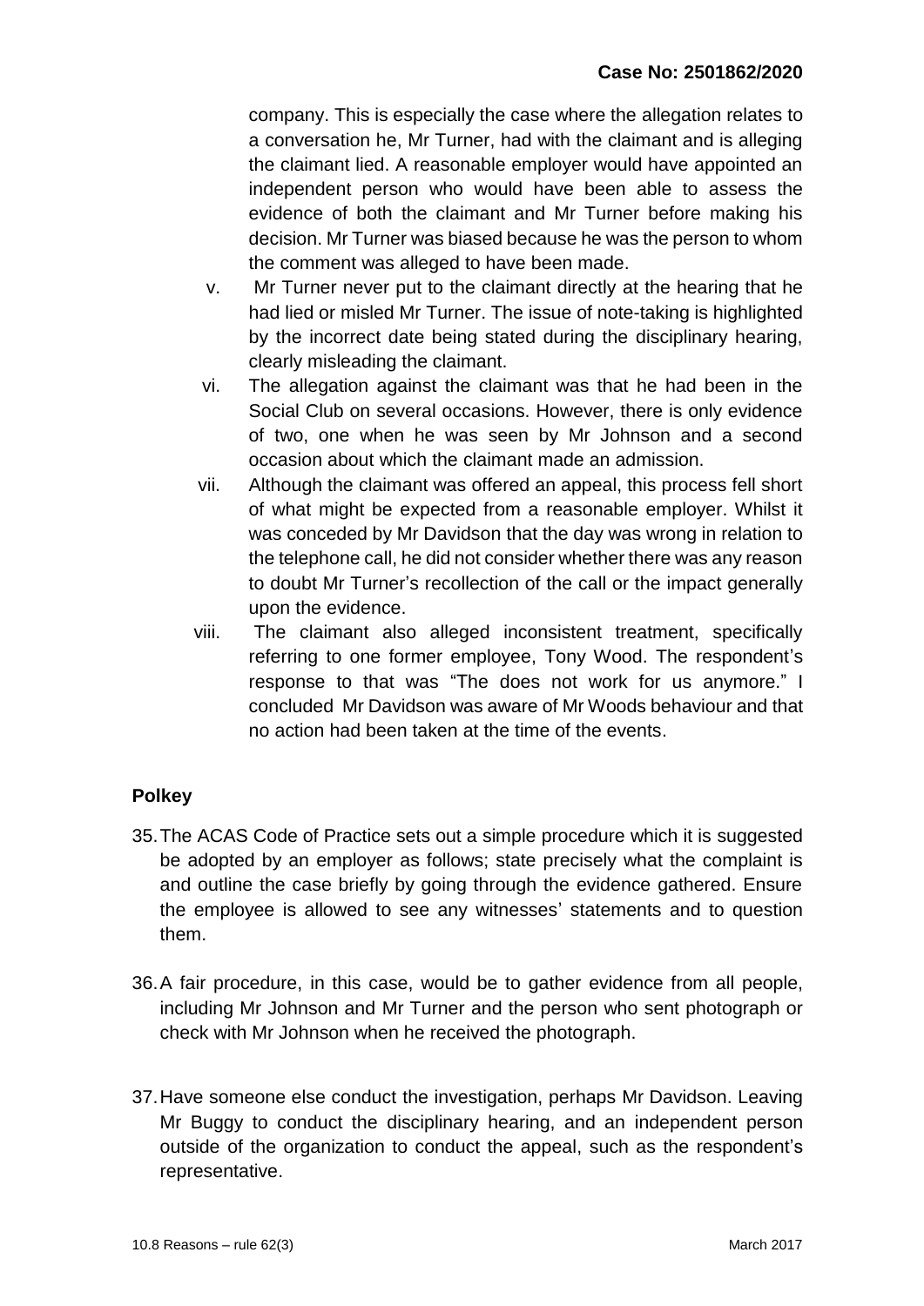company. This is especially the case where the allegation relates to a conversation he, Mr Turner, had with the claimant and is alleging the claimant lied. A reasonable employer would have appointed an independent person who would have been able to assess the evidence of both the claimant and Mr Turner before making his decision. Mr Turner was biased because he was the person to whom the comment was alleged to have been made.

v. Mr Turner never put to the claimant directly at the hearing that he had lied or misled Mr Turner. The issue of note-taking is highlighted by the incorrect date being stated during the disciplinary hearing, clearly misleading the claimant.

vi. The allegation against the claimant was that he had been in the Social Club on several occasions. However, there is only evidence of two, one when he was seen by Mr Johnson and a second occasion about which the claimant made an admission.

vii. Although the claimant was offered an appeal, this process fell short of what might be expected from a reasonable employer. Whilst it was conceded by Mr Davidson that the day was wrong in relation to the telephone call, he did not consider whether there was any reason to doubt Mr Turner's recollection of the call or the impact generally upon the evidence.

viii. The claimant also alleged inconsistent treatment, specifically referring to one former employee, Tony Wood. The respondent's response to that was "The does not work for us anymore." I concluded Mr Davidson was aware of Mr Woods behaviour and that no action had been taken at the time of the events.

## Polkey

35. The ACAS Code of Practice sets out a simple procedure which it is suggested be adopted by an employer as follows; state precisely what the complaint is and outline the case briefly by going through the evidence gathered. Ensure the employee is allowed to see any witnesses' statements and to question them.

36. A fair procedure, in this case, would be to gather evidence from all people, including Mr Johnson and Mr Turner and the person who sent photograph or check with Mr Johnson when he received the photograph.

37. Have someone else conduct the investigation, perhaps Mr Davidson. Leaving Mr Buggy to conduct the disciplinary hearing, and an independent person outside of the organization to conduct the appeal, such as the respondent's representative.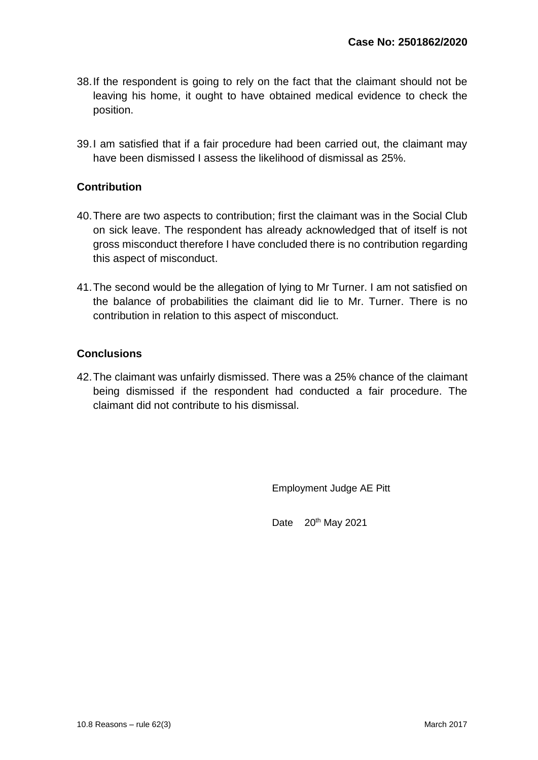38. If the respondent is going to rely on the fact that the claimant should not be leaving his home, it ought to have obtained medical evidence to check the position.

39. I am satisfied that if a fair procedure had been carried out, the claimant may have been dismissed I assess the likelihood of dismissal as 25%.

### Contribution

40. There are two aspects to contribution; first the claimant was in the Social Club on sick leave. The respondent has already acknowledged that of itself is not gross misconduct therefore I have concluded there is no contribution regarding this aspect of misconduct.

41. The second would be the allegation of lying to Mr Turner. I am not satisfied on the balance of probabilities the claimant did lie to Mr. Turner. There is no contribution in relation to this aspect of misconduct.

### Conclusions

42. The claimant was unfairly dismissed. There was a 25% chance of the claimant being dismissed if the respondent had conducted a fair procedure. The claimant did not contribute to his dismissal.

Employment Judge AE Pitt

Date 20th May 2021